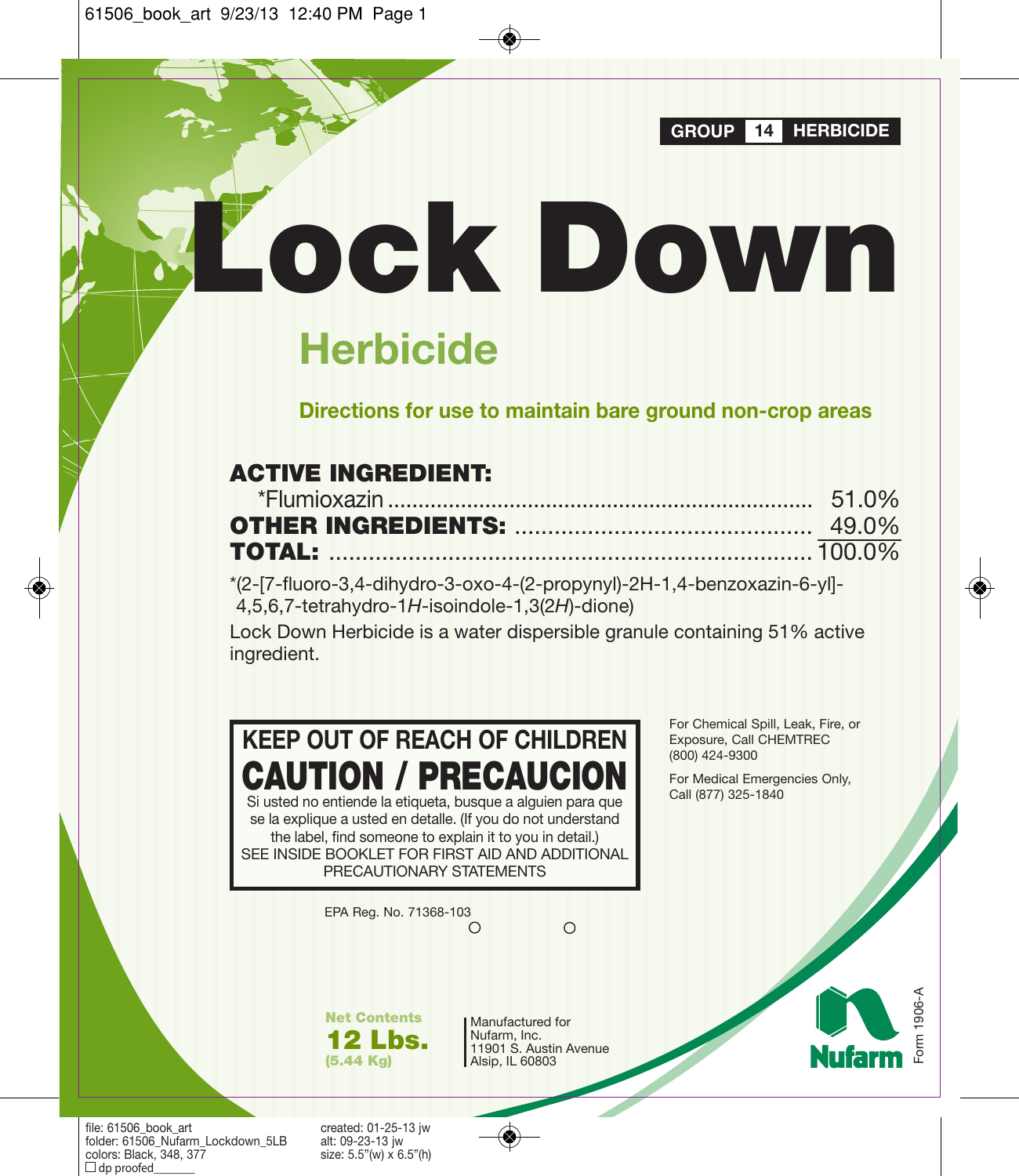**GROUP 14 HERBICIDE**

# Lock Down

## Herbicide

**Directions for use to maintain bare ground non-crop areas**

| **ACTIVE INGREDIENT:** | |
|---|---|
| *Flumioxazin | 51.0% |
| **OTHER INGREDIENTS:** | 49.0% |
| **TOTAL:** | 100.0% |

*(2-[7-fluoro-3,4-dihydro-3-oxo-4-(2-propynyl)-2H-1,4-benzoxazin-6-yl]-4,5,6,7-tetrahydro-1*H*-isoindole-1,3(2*H*)-dione)

Lock Down Herbicide is a water dispersible granule containing 51% active ingredient.

**KEEP OUT OF REACH OF CHILDREN**

**CAUTION / PRECAUCION**

Si usted no entiende la etiqueta, busque a alguien para que se la explique a usted en detalle. (If you do not understand the label, find someone to explain it to you in detail.)

SEE INSIDE BOOKLET FOR FIRST AID AND ADDITIONAL PRECAUTIONARY STATEMENTS

For Chemical Spill, Leak, Fire, or Exposure, Call CHEMTREC (800) 424-9300

For Medical Emergencies Only, Call (877) 325-1840

EPA Reg. No. 71368-103

**Net Contents**
**12 Lbs.**
**(5.44 Kg)**

Manufactured for
Nufarm, Inc.
11901 S. Austin Avenue
Alsip, IL 60803

Nufarm

Form 1906-A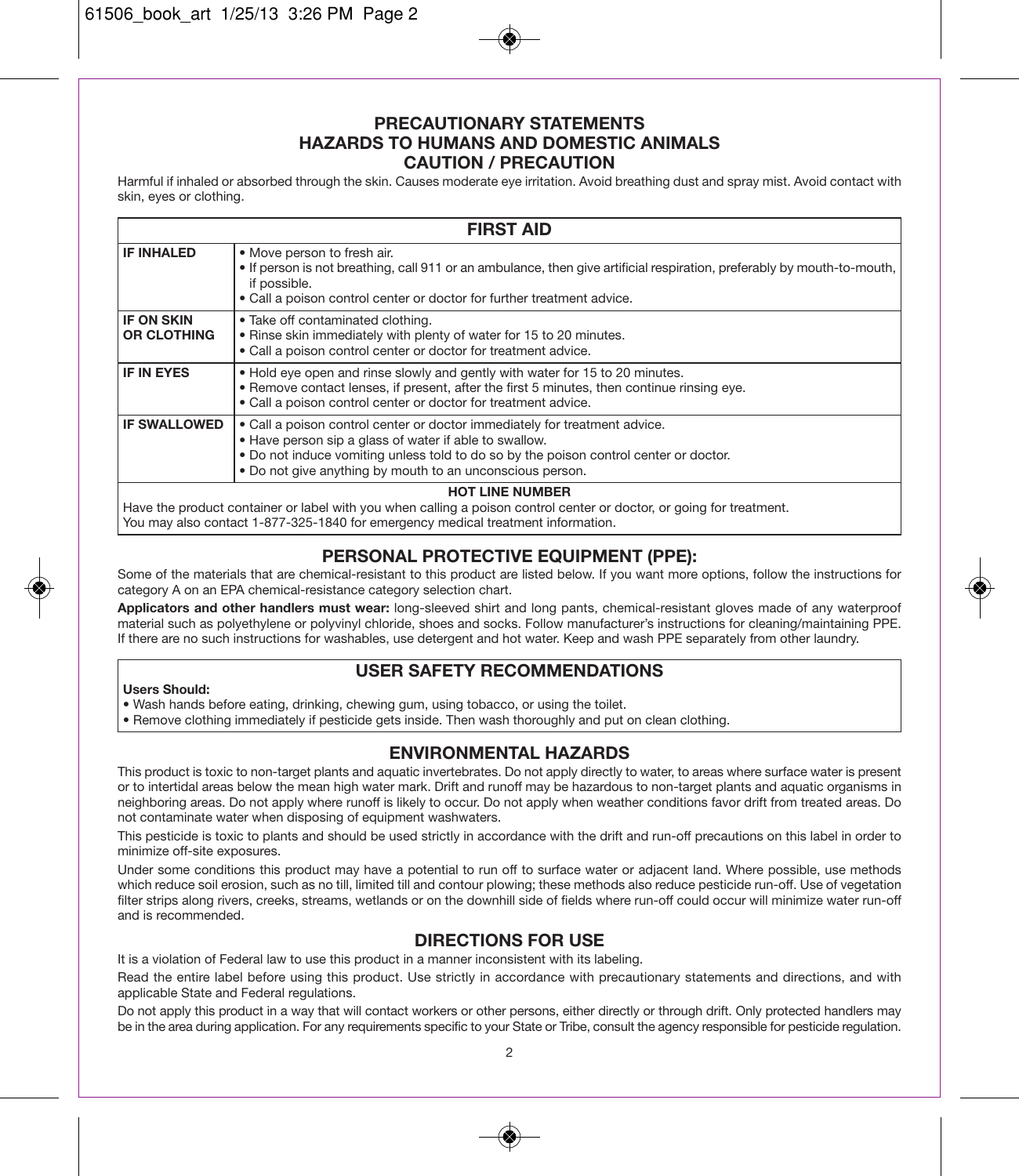## PRECAUTIONARY STATEMENTS
## HAZARDS TO HUMANS AND DOMESTIC ANIMALS
## CAUTION / PRECAUTION

Harmful if inhaled or absorbed through the skin. Causes moderate eye irritation. Avoid breathing dust and spray mist. Avoid contact with skin, eyes or clothing.

| FIRST AID | |
|---|---|
| **IF INHALED** | • Move person to fresh air.<br>• If person is not breathing, call 911 or an ambulance, then give artificial respiration, preferably by mouth-to-mouth, if possible.<br>• Call a poison control center or doctor for further treatment advice. |
| **IF ON SKIN OR CLOTHING** | • Take off contaminated clothing.<br>• Rinse skin immediately with plenty of water for 15 to 20 minutes.<br>• Call a poison control center or doctor for treatment advice. |
| **IF IN EYES** | • Hold eye open and rinse slowly and gently with water for 15 to 20 minutes.<br>• Remove contact lenses, if present, after the first 5 minutes, then continue rinsing eye.<br>• Call a poison control center or doctor for treatment advice. |
| **IF SWALLOWED** | • Call a poison control center or doctor immediately for treatment advice.<br>• Have person sip a glass of water if able to swallow.<br>• Do not induce vomiting unless told to do so by the poison control center or doctor.<br>• Do not give anything by mouth to an unconscious person. |
| **HOT LINE NUMBER**<br>Have the product container or label with you when calling a poison control center or doctor, or going for treatment.<br>You may also contact 1-877-325-1840 for emergency medical treatment information. | |

## PERSONAL PROTECTIVE EQUIPMENT (PPE):

Some of the materials that are chemical-resistant to this product are listed below. If you want more options, follow the instructions for category A on an EPA chemical-resistance category selection chart.

**Applicators and other handlers must wear:** long-sleeved shirt and long pants, chemical-resistant gloves made of any waterproof material such as polyethylene or polyvinyl chloride, shoes and socks. Follow manufacturer's instructions for cleaning/maintaining PPE. If there are no such instructions for washables, use detergent and hot water. Keep and wash PPE separately from other laundry.

## USER SAFETY RECOMMENDATIONS

**Users Should:**

- Wash hands before eating, drinking, chewing gum, using tobacco, or using the toilet.
- Remove clothing immediately if pesticide gets inside. Then wash thoroughly and put on clean clothing.

## ENVIRONMENTAL HAZARDS

This product is toxic to non-target plants and aquatic invertebrates. Do not apply directly to water, to areas where surface water is present or to intertidal areas below the mean high water mark. Drift and runoff may be hazardous to non-target plants and aquatic organisms in neighboring areas. Do not apply where runoff is likely to occur. Do not apply when weather conditions favor drift from treated areas. Do not contaminate water when disposing of equipment washwaters.

This pesticide is toxic to plants and should be used strictly in accordance with the drift and run-off precautions on this label in order to minimize off-site exposures.

Under some conditions this product may have a potential to run off to surface water or adjacent land. Where possible, use methods which reduce soil erosion, such as no till, limited till and contour plowing; these methods also reduce pesticide run-off. Use of vegetation filter strips along rivers, creeks, streams, wetlands or on the downhill side of fields where run-off could occur will minimize water run-off and is recommended.

## DIRECTIONS FOR USE

It is a violation of Federal law to use this product in a manner inconsistent with its labeling.

Read the entire label before using this product. Use strictly in accordance with precautionary statements and directions, and with applicable State and Federal regulations.

Do not apply this product in a way that will contact workers or other persons, either directly or through drift. Only protected handlers may be in the area during application. For any requirements specific to your State or Tribe, consult the agency responsible for pesticide regulation.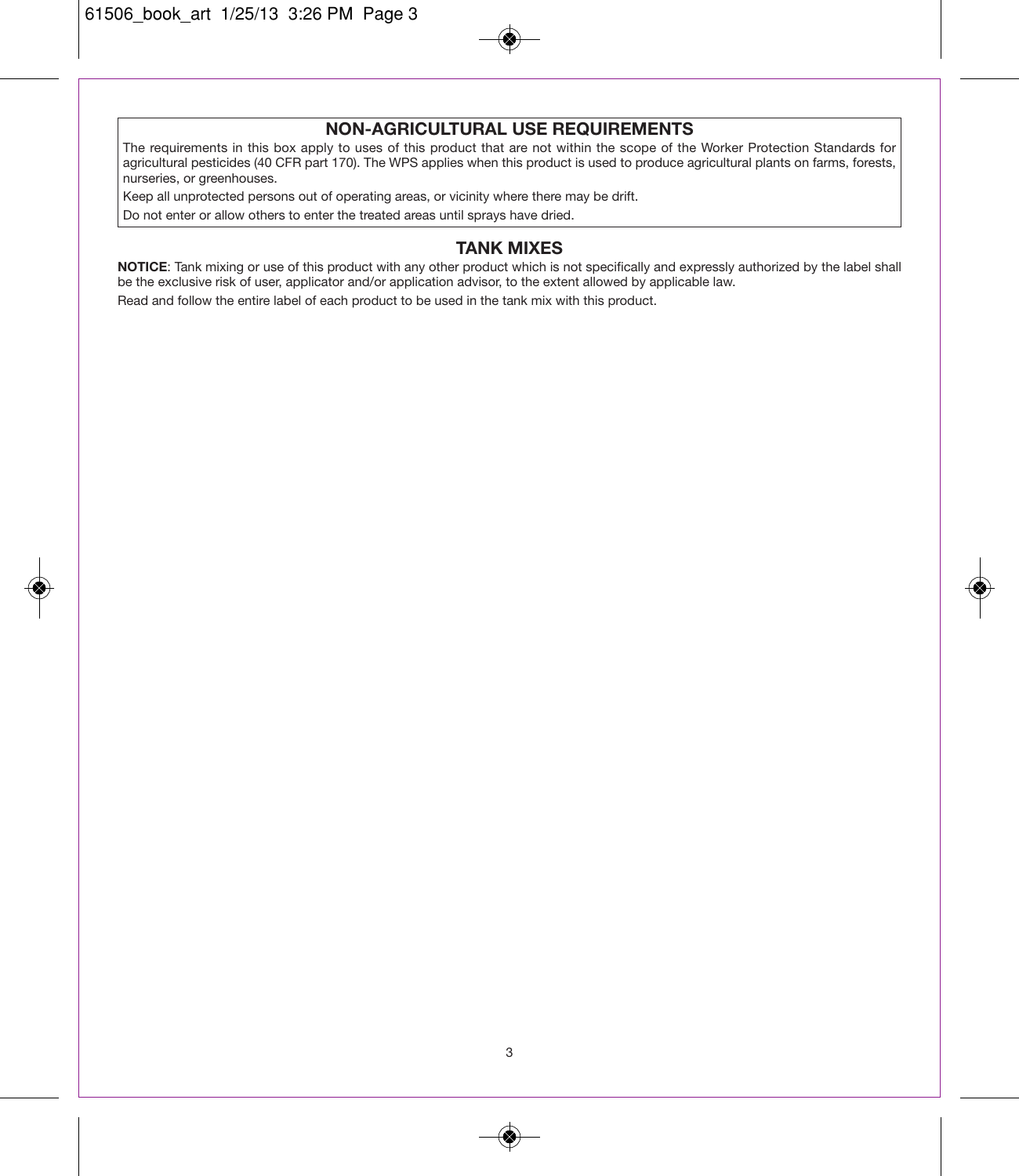## NON-AGRICULTURAL USE REQUIREMENTS

The requirements in this box apply to uses of this product that are not within the scope of the Worker Protection Standards for agricultural pesticides (40 CFR part 170). The WPS applies when this product is used to produce agricultural plants on farms, forests, nurseries, or greenhouses.

Keep all unprotected persons out of operating areas, or vicinity where there may be drift.

Do not enter or allow others to enter the treated areas until sprays have dried.

## TANK MIXES

**NOTICE**: Tank mixing or use of this product with any other product which is not specifically and expressly authorized by the label shall be the exclusive risk of user, applicator and/or application advisor, to the extent allowed by applicable law.

Read and follow the entire label of each product to be used in the tank mix with this product.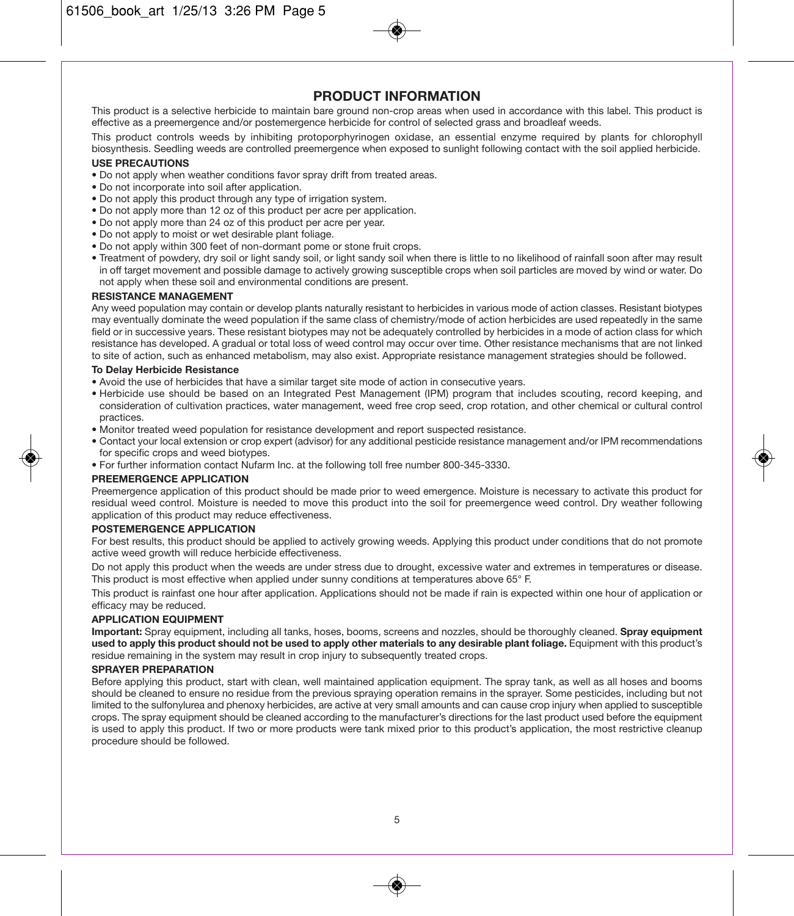# PRODUCT INFORMATION

This product is a selective herbicide to maintain bare ground non-crop areas when used in accordance with this label. This product is effective as a preemergence and/or postemergence herbicide for control of selected grass and broadleaf weeds.

This product controls weeds by inhibiting protoporphyrinogen oxidase, an essential enzyme required by plants for chlorophyll biosynthesis. Seedling weeds are controlled preemergence when exposed to sunlight following contact with the soil applied herbicide.

### USE PRECAUTIONS

- Do not apply when weather conditions favor spray drift from treated areas.
- Do not incorporate into soil after application.
- Do not apply this product through any type of irrigation system.
- Do not apply more than 12 oz of this product per acre per application.
- Do not apply more than 24 oz of this product per acre per year.
- Do not apply to moist or wet desirable plant foliage.
- Do not apply within 300 feet of non-dormant pome or stone fruit crops.
- Treatment of powdery, dry soil or light sandy soil, or light sandy soil when there is little to no likelihood of rainfall soon after may result in off target movement and possible damage to actively growing susceptible crops when soil particles are moved by wind or water. Do not apply when these soil and environmental conditions are present.

### RESISTANCE MANAGEMENT

Any weed population may contain or develop plants naturally resistant to herbicides in various mode of action classes. Resistant biotypes may eventually dominate the weed population if the same class of chemistry/mode of action herbicides are used repeatedly in the same field or in successive years. These resistant biotypes may not be adequately controlled by herbicides in a mode of action class for which resistance has developed. A gradual or total loss of weed control may occur over time. Other resistance mechanisms that are not linked to site of action, such as enhanced metabolism, may also exist. Appropriate resistance management strategies should be followed.

#### To Delay Herbicide Resistance

- Avoid the use of herbicides that have a similar target site mode of action in consecutive years.
- Herbicide use should be based on an Integrated Pest Management (IPM) program that includes scouting, record keeping, and consideration of cultivation practices, water management, weed free crop seed, crop rotation, and other chemical or cultural control practices.
- Monitor treated weed population for resistance development and report suspected resistance.
- Contact your local extension or crop expert (advisor) for any additional pesticide resistance management and/or IPM recommendations for specific crops and weed biotypes.
- For further information contact Nufarm Inc. at the following toll free number 800-345-3330.

### PREEMERGENCE APPLICATION

Preemergence application of this product should be made prior to weed emergence. Moisture is necessary to activate this product for residual weed control. Moisture is needed to move this product into the soil for preemergence weed control. Dry weather following application of this product may reduce effectiveness.

### POSTEMERGENCE APPLICATION

For best results, this product should be applied to actively growing weeds. Applying this product under conditions that do not promote active weed growth will reduce herbicide effectiveness.

Do not apply this product when the weeds are under stress due to drought, excessive water and extremes in temperatures or disease. This product is most effective when applied under sunny conditions at temperatures above 65° F.

This product is rainfast one hour after application. Applications should not be made if rain is expected within one hour of application or efficacy may be reduced.

### APPLICATION EQUIPMENT

**Important:** Spray equipment, including all tanks, hoses, booms, screens and nozzles, should be thoroughly cleaned. **Spray equipment used to apply this product should not be used to apply other materials to any desirable plant foliage.** Equipment with this product's residue remaining in the system may result in crop injury to subsequently treated crops.

### SPRAYER PREPARATION

Before applying this product, start with clean, well maintained application equipment. The spray tank, as well as all hoses and booms should be cleaned to ensure no residue from the previous spraying operation remains in the sprayer. Some pesticides, including but not limited to the sulfonylurea and phenoxy herbicides, are active at very small amounts and can cause crop injury when applied to susceptible crops. The spray equipment should be cleaned according to the manufacturer's directions for the last product used before the equipment is used to apply this product. If two or more products were tank mixed prior to this product's application, the most restrictive cleanup procedure should be followed.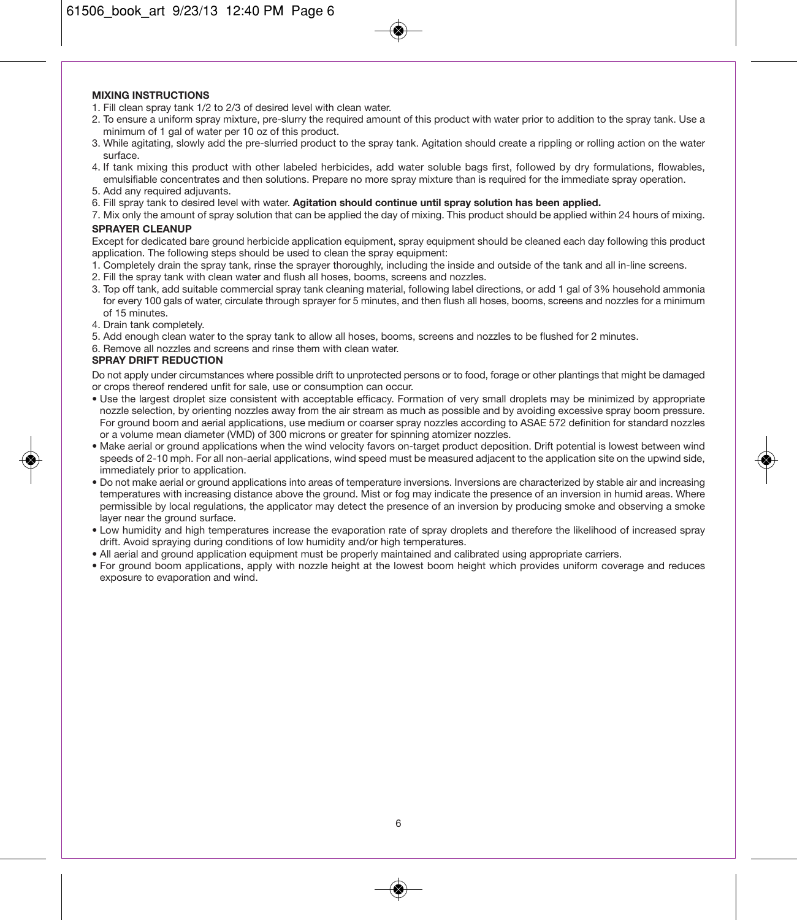**MIXING INSTRUCTIONS**

1. Fill clean spray tank 1/2 to 2/3 of desired level with clean water.
2. To ensure a uniform spray mixture, pre-slurry the required amount of this product with water prior to addition to the spray tank. Use a minimum of 1 gal of water per 10 oz of this product.
3. While agitating, slowly add the pre-slurried product to the spray tank. Agitation should create a rippling or rolling action on the water surface.
4. If tank mixing this product with other labeled herbicides, add water soluble bags first, followed by dry formulations, flowables, emulsifiable concentrates and then solutions. Prepare no more spray mixture than is required for the immediate spray operation.
5. Add any required adjuvants.
6. Fill spray tank to desired level with water. **Agitation should continue until spray solution has been applied.**
7. Mix only the amount of spray solution that can be applied the day of mixing. This product should be applied within 24 hours of mixing.

**SPRAYER CLEANUP**

Except for dedicated bare ground herbicide application equipment, spray equipment should be cleaned each day following this product application. The following steps should be used to clean the spray equipment:

1. Completely drain the spray tank, rinse the sprayer thoroughly, including the inside and outside of the tank and all in-line screens.
2. Fill the spray tank with clean water and flush all hoses, booms, screens and nozzles.
3. Top off tank, add suitable commercial spray tank cleaning material, following label directions, or add 1 gal of 3% household ammonia for every 100 gals of water, circulate through sprayer for 5 minutes, and then flush all hoses, booms, screens and nozzles for a minimum of 15 minutes.
4. Drain tank completely.
5. Add enough clean water to the spray tank to allow all hoses, booms, screens and nozzles to be flushed for 2 minutes.
6. Remove all nozzles and screens and rinse them with clean water.

**SPRAY DRIFT REDUCTION**

Do not apply under circumstances where possible drift to unprotected persons or to food, forage or other plantings that might be damaged or crops thereof rendered unfit for sale, use or consumption can occur.

- Use the largest droplet size consistent with acceptable efficacy. Formation of very small droplets may be minimized by appropriate nozzle selection, by orienting nozzles away from the air stream as much as possible and by avoiding excessive spray boom pressure. For ground boom and aerial applications, use medium or coarser spray nozzles according to ASAE 572 definition for standard nozzles or a volume mean diameter (VMD) of 300 microns or greater for spinning atomizer nozzles.
- Make aerial or ground applications when the wind velocity favors on-target product deposition. Drift potential is lowest between wind speeds of 2-10 mph. For all non-aerial applications, wind speed must be measured adjacent to the application site on the upwind side, immediately prior to application.
- Do not make aerial or ground applications into areas of temperature inversions. Inversions are characterized by stable air and increasing temperatures with increasing distance above the ground. Mist or fog may indicate the presence of an inversion in humid areas. Where permissible by local regulations, the applicator may detect the presence of an inversion by producing smoke and observing a smoke layer near the ground surface.
- Low humidity and high temperatures increase the evaporation rate of spray droplets and therefore the likelihood of increased spray drift. Avoid spraying during conditions of low humidity and/or high temperatures.
- All aerial and ground application equipment must be properly maintained and calibrated using appropriate carriers.
- For ground boom applications, apply with nozzle height at the lowest boom height which provides uniform coverage and reduces exposure to evaporation and wind.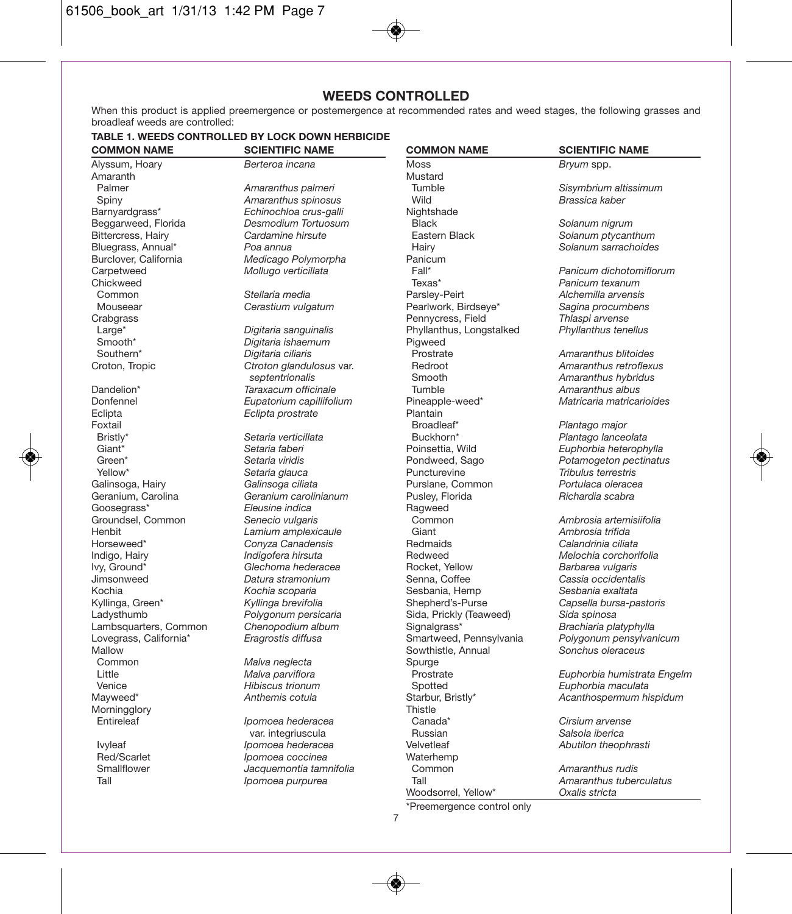## WEEDS CONTROLLED

When this product is applied preemergence or postemergence at recommended rates and weed stages, the following grasses and broadleaf weeds are controlled:

**TABLE 1. WEEDS CONTROLLED BY LOCK DOWN HERBICIDE**

| COMMON NAME | SCIENTIFIC NAME |
|---|---|
| Alyssum, Hoary | *Berteroa incana* |
| Amaranth | |
| Palmer | *Amaranthus palmeri* |
| Spiny | *Amaranthus spinosus* |
| Barnyardgrass* | *Echinochloa crus-galli* |
| Beggarweed, Florida | *Desmodium Tortuosum* |
| Bittercress, Hairy | *Cardamine hirsute* |
| Bluegrass, Annual* | *Poa annua* |
| Burclover, California | *Medicago Polymorpha* |
| Carpetweed | *Mollugo verticillata* |
| Chickweed | |
| Common | *Stellaria media* |
| Mouseear | *Cerastium vulgatum* |
| Crabgrass | |
| Large* | *Digitaria sanguinalis* |
| Smooth* | *Digitaria ishaemum* |
| Southern* | *Digitaria ciliaris* |
| Croton, Tropic | *Ctroton glandulosus* var. *septentrionalis* |
| Dandelion* | *Taraxacum officinale* |
| Donfennel | *Eupatorium capillifolium* |
| Eclipta | *Eclipta prostrate* |
| Foxtail | |
| Bristly* | *Setaria verticillata* |
| Giant* | *Setaria faberi* |
| Green* | *Setaria viridis* |
| Yellow* | *Setaria glauca* |
| Galinsoga, Hairy | *Galinsoga ciliata* |
| Geranium, Carolina | *Geranium carolinianum* |
| Goosegrass* | *Eleusine indica* |
| Groundsel, Common | *Senecio vulgaris* |
| Henbit | *Lamium amplexicaule* |
| Horseweed* | *Conyza Canadensis* |
| Indigo, Hairy | *Indigofera hirsuta* |
| Ivy, Ground* | *Glechoma hederacea* |
| Jimsonweed | *Datura stramonium* |
| Kochia | *Kochia scoparia* |
| Kyllinga, Green* | *Kyllinga brevifolia* |
| Ladysthumb | *Polygonum persicaria* |
| Lambsquarters, Common | *Chenopodium album* |
| Lovegrass, California* | *Eragrostis diffusa* |
| Mallow | |
| Common | *Malva neglecta* |
| Little | *Malva parviflora* |
| Venice | *Hibiscus trionum* |
| Mayweed* | *Anthemis cotula* |
| Morningglory | |
| Entireleaf | *Ipomoea hederacea* var. integriuscula |
| Ivyleaf | *Ipomoea hederacea* |
| Red/Scarlet | *Ipomoea coccinea* |
| Smallflower | *Jacquemontia tamnifolia* |
| Tall | *Ipomoea purpurea* |
| Moss | *Bryum* spp. |
| Mustard | |
| Tumble | *Sisymbrium altissimum* |
| Wild | *Brassica kaber* |
| Nightshade | |
| Black | *Solanum nigrum* |
| Eastern Black | *Solanum ptycanthum* |
| Hairy | *Solanum sarrachoides* |
| Panicum | |
| Fall* | *Panicum dichotomiflorum* |
| Texas* | *Panicum texanum* |
| Parsley-Peirt | *Alchemilla arvensis* |
| Pearlwork, Birdseye* | *Sagina procumbens* |
| Pennycress, Field | *Thlaspi arvense* |
| Phyllanthus, Longstalked | *Phyllanthus tenellus* |
| Pigweed | |
| Prostrate | *Amaranthus blitoides* |
| Redroot | *Amaranthus retroflexus* |
| Smooth | *Amaranthus hybridus* |
| Tumble | *Amaranthus albus* |
| Pineapple-weed* | *Matricaria matricarioides* |
| Plantain | |
| Broadleaf* | *Plantago major* |
| Buckhorn* | *Plantago lanceolata* |
| Poinsettia, Wild | *Euphorbia heterophylla* |
| Pondweed, Sago | *Potamogeton pectinatus* |
| Puncturevine | *Tribulus terrestris* |
| Purslane, Common | *Portulaca oleracea* |
| Pusley, Florida | *Richardia scabra* |
| Ragweed | |
| Common | *Ambrosia artemisiifolia* |
| Giant | *Ambrosia trifida* |
| Redmaids | *Calandrinia ciliata* |
| Redweed | *Melochia corchorifolia* |
| Rocket, Yellow | *Barbarea vulgaris* |
| Senna, Coffee | *Cassia occidentalis* |
| Sesbania, Hemp | *Sesbania exaltata* |
| Shepherd's-Purse | *Capsella bursa-pastoris* |
| Sida, Prickly (Teaweed) | *Sida spinosa* |
| Signalgrass* | *Brachiaria platyphylla* |
| Smartweed, Pennsylvania | *Polygonum pensylvanicum* |
| Sowthistle, Annual | *Sonchus oleraceus* |
| Spurge | |
| Prostrate | *Euphorbia humistrata Engelm* |
| Spotted | *Euphorbia maculata* |
| Starbur, Bristly* | *Acanthospermum hispidum* |
| Thistle | |
| Canada* | *Cirsium arvense* |
| Russian | *Salsola iberica* |
| Velvetleaf | *Abutilon theophrasti* |
| Waterhemp | |
| Common | *Amaranthus rudis* |
| Tall | *Amaranthus tuberculatus* |
| Woodsorrel, Yellow* | *Oxalis stricta* |

*Preemergence control only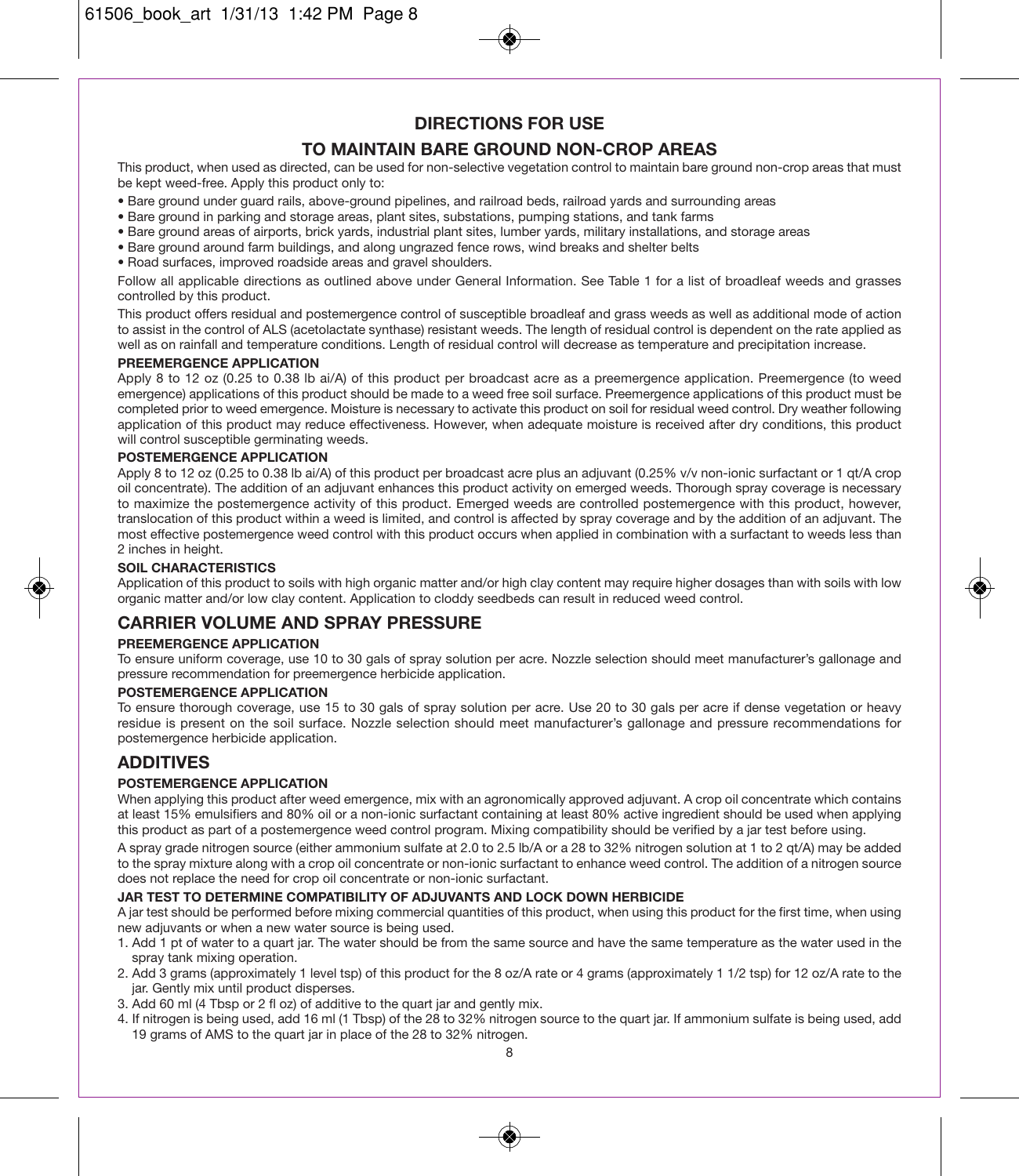## DIRECTIONS FOR USE

## TO MAINTAIN BARE GROUND NON-CROP AREAS

This product, when used as directed, can be used for non-selective vegetation control to maintain bare ground non-crop areas that must be kept weed-free. Apply this product only to:

- Bare ground under guard rails, above-ground pipelines, and railroad beds, railroad yards and surrounding areas
- Bare ground in parking and storage areas, plant sites, substations, pumping stations, and tank farms
- Bare ground areas of airports, brick yards, industrial plant sites, lumber yards, military installations, and storage areas
- Bare ground around farm buildings, and along ungrazed fence rows, wind breaks and shelter belts
- Road surfaces, improved roadside areas and gravel shoulders.

Follow all applicable directions as outlined above under General Information. See Table 1 for a list of broadleaf weeds and grasses controlled by this product.

This product offers residual and postemergence control of susceptible broadleaf and grass weeds as well as additional mode of action to assist in the control of ALS (acetolactate synthase) resistant weeds. The length of residual control is dependent on the rate applied as well as on rainfall and temperature conditions. Length of residual control will decrease as temperature and precipitation increase.

**PREEMERGENCE APPLICATION**

Apply 8 to 12 oz (0.25 to 0.38 lb ai/A) of this product per broadcast acre as a preemergence application. Preemergence (to weed emergence) applications of this product should be made to a weed free soil surface. Preemergence applications of this product must be completed prior to weed emergence. Moisture is necessary to activate this product on soil for residual weed control. Dry weather following application of this product may reduce effectiveness. However, when adequate moisture is received after dry conditions, this product will control susceptible germinating weeds.

**POSTEMERGENCE APPLICATION**

Apply 8 to 12 oz (0.25 to 0.38 lb ai/A) of this product per broadcast acre plus an adjuvant (0.25% v/v non-ionic surfactant or 1 qt/A crop oil concentrate). The addition of an adjuvant enhances this product activity on emerged weeds. Thorough spray coverage is necessary to maximize the postemergence activity of this product. Emerged weeds are controlled postemergence with this product, however, translocation of this product within a weed is limited, and control is affected by spray coverage and by the addition of an adjuvant. The most effective postemergence weed control with this product occurs when applied in combination with a surfactant to weeds less than 2 inches in height.

**SOIL CHARACTERISTICS**

Application of this product to soils with high organic matter and/or high clay content may require higher dosages than with soils with low organic matter and/or low clay content. Application to cloddy seedbeds can result in reduced weed control.

## CARRIER VOLUME AND SPRAY PRESSURE

**PREEMERGENCE APPLICATION**

To ensure uniform coverage, use 10 to 30 gals of spray solution per acre. Nozzle selection should meet manufacturer's gallonage and pressure recommendation for preemergence herbicide application.

**POSTEMERGENCE APPLICATION**

To ensure thorough coverage, use 15 to 30 gals of spray solution per acre. Use 20 to 30 gals per acre if dense vegetation or heavy residue is present on the soil surface. Nozzle selection should meet manufacturer's gallonage and pressure recommendations for postemergence herbicide application.

## ADDITIVES

**POSTEMERGENCE APPLICATION**

When applying this product after weed emergence, mix with an agronomically approved adjuvant. A crop oil concentrate which contains at least 15% emulsifiers and 80% oil or a non-ionic surfactant containing at least 80% active ingredient should be used when applying this product as part of a postemergence weed control program. Mixing compatibility should be verified by a jar test before using.

A spray grade nitrogen source (either ammonium sulfate at 2.0 to 2.5 lb/A or a 28 to 32% nitrogen solution at 1 to 2 qt/A) may be added to the spray mixture along with a crop oil concentrate or non-ionic surfactant to enhance weed control. The addition of a nitrogen source does not replace the need for crop oil concentrate or non-ionic surfactant.

**JAR TEST TO DETERMINE COMPATIBILITY OF ADJUVANTS AND LOCK DOWN HERBICIDE**

A jar test should be performed before mixing commercial quantities of this product, when using this product for the first time, when using new adjuvants or when a new water source is being used.

1. Add 1 pt of water to a quart jar. The water should be from the same source and have the same temperature as the water used in the spray tank mixing operation.
2. Add 3 grams (approximately 1 level tsp) of this product for the 8 oz/A rate or 4 grams (approximately 1 1/2 tsp) for 12 oz/A rate to the jar. Gently mix until product disperses.
3. Add 60 ml (4 Tbsp or 2 fl oz) of additive to the quart jar and gently mix.
4. If nitrogen is being used, add 16 ml (1 Tbsp) of the 28 to 32% nitrogen source to the quart jar. If ammonium sulfate is being used, add 19 grams of AMS to the quart jar in place of the 28 to 32% nitrogen.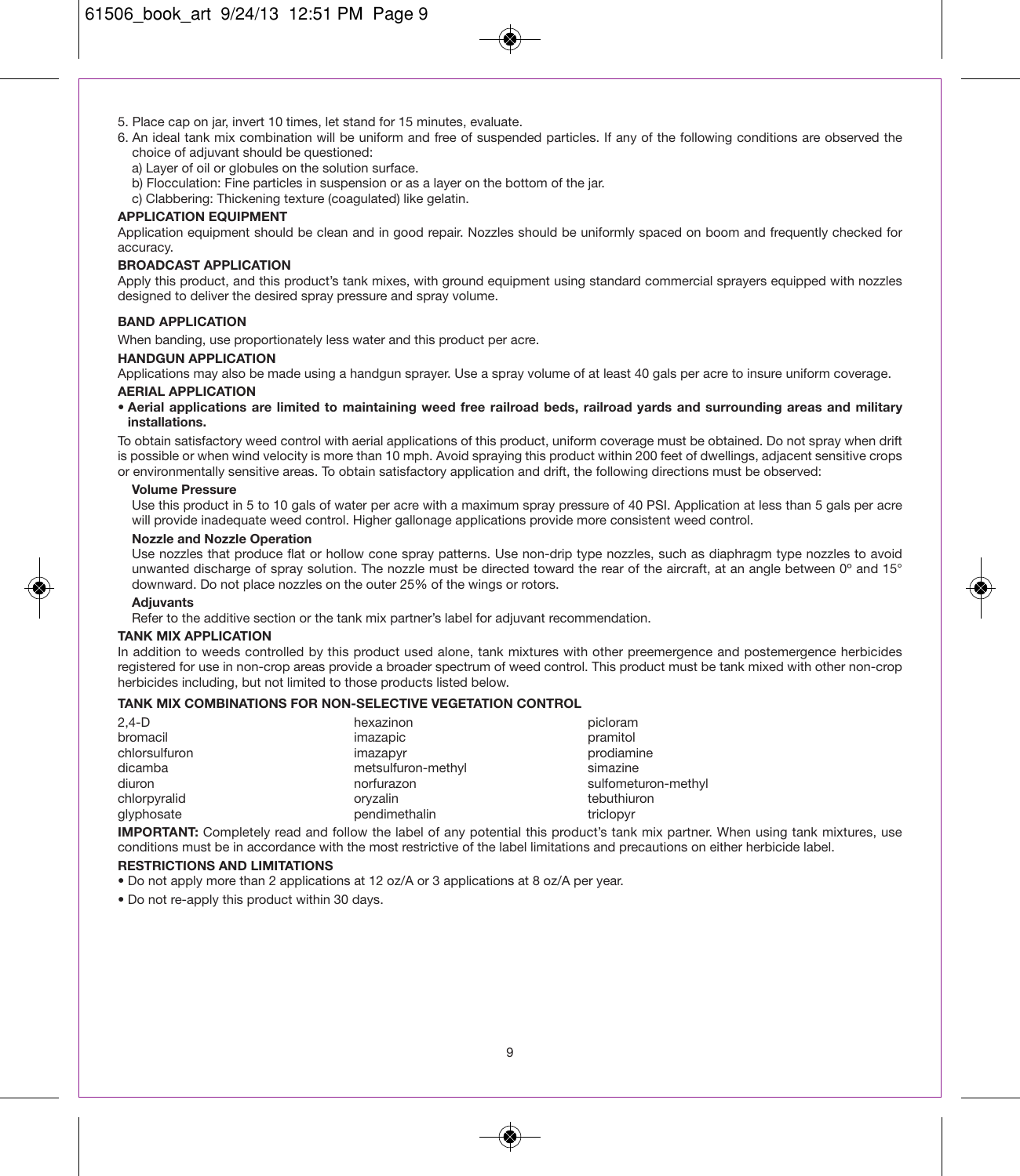5. Place cap on jar, invert 10 times, let stand for 15 minutes, evaluate.
6. An ideal tank mix combination will be uniform and free of suspended particles. If any of the following conditions are observed the choice of adjuvant should be questioned:
   a) Layer of oil or globules on the solution surface.
   b) Flocculation: Fine particles in suspension or as a layer on the bottom of the jar.
   c) Clabbering: Thickening texture (coagulated) like gelatin.

**APPLICATION EQUIPMENT**

Application equipment should be clean and in good repair. Nozzles should be uniformly spaced on boom and frequently checked for accuracy.

**BROADCAST APPLICATION**

Apply this product, and this product's tank mixes, with ground equipment using standard commercial sprayers equipped with nozzles designed to deliver the desired spray pressure and spray volume.

**BAND APPLICATION**

When banding, use proportionately less water and this product per acre.

**HANDGUN APPLICATION**

Applications may also be made using a handgun sprayer. Use a spray volume of at least 40 gals per acre to insure uniform coverage.

**AERIAL APPLICATION**

- **Aerial applications are limited to maintaining weed free railroad beds, railroad yards and surrounding areas and military installations.**

To obtain satisfactory weed control with aerial applications of this product, uniform coverage must be obtained. Do not spray when drift is possible or when wind velocity is more than 10 mph. Avoid spraying this product within 200 feet of dwellings, adjacent sensitive crops or environmentally sensitive areas. To obtain satisfactory application and drift, the following directions must be observed:

**Volume Pressure**

Use this product in 5 to 10 gals of water per acre with a maximum spray pressure of 40 PSI. Application at less than 5 gals per acre will provide inadequate weed control. Higher gallonage applications provide more consistent weed control.

**Nozzle and Nozzle Operation**

Use nozzles that produce flat or hollow cone spray patterns. Use non-drip type nozzles, such as diaphragm type nozzles to avoid unwanted discharge of spray solution. The nozzle must be directed toward the rear of the aircraft, at an angle between 0º and 15° downward. Do not place nozzles on the outer 25% of the wings or rotors.

**Adjuvants**

Refer to the additive section or the tank mix partner's label for adjuvant recommendation.

**TANK MIX APPLICATION**

In addition to weeds controlled by this product used alone, tank mixtures with other preemergence and postemergence herbicides registered for use in non-crop areas provide a broader spectrum of weed control. This product must be tank mixed with other non-crop herbicides including, but not limited to those products listed below.

**TANK MIX COMBINATIONS FOR NON-SELECTIVE VEGETATION CONTROL**

| | | |
|---|---|---|
| 2,4-D | hexazinon | picloram |
| bromacil | imazapic | pramitol |
| chlorsulfuron | imazapyr | prodiamine |
| dicamba | metsulfuron-methyl | simazine |
| diuron | norfurazon | sulfometuron-methyl |
| chlorpyralid | oryzalin | tebuthiuron |
| glyphosate | pendimethalin | triclopyr |

**IMPORTANT:** Completely read and follow the label of any potential this product's tank mix partner. When using tank mixtures, use conditions must be in accordance with the most restrictive of the label limitations and precautions on either herbicide label.

**RESTRICTIONS AND LIMITATIONS**

- Do not apply more than 2 applications at 12 oz/A or 3 applications at 8 oz/A per year.
- Do not re-apply this product within 30 days.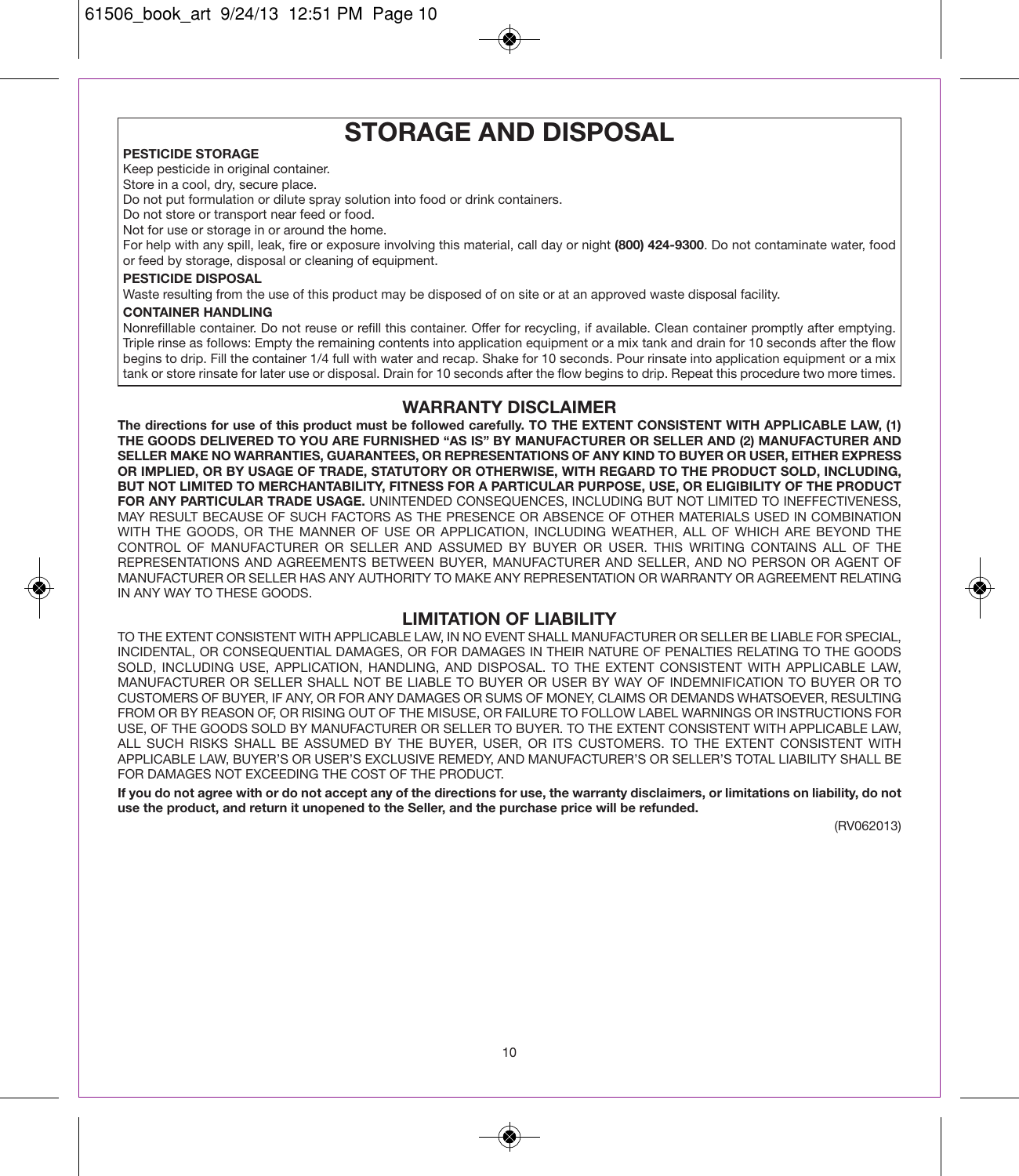# STORAGE AND DISPOSAL

**PESTICIDE STORAGE**

Keep pesticide in original container.
Store in a cool, dry, secure place.
Do not put formulation or dilute spray solution into food or drink containers.
Do not store or transport near feed or food.
Not for use or storage in or around the home.
For help with any spill, leak, fire or exposure involving this material, call day or night **(800) 424-9300**. Do not contaminate water, food or feed by storage, disposal or cleaning of equipment.

**PESTICIDE DISPOSAL**

Waste resulting from the use of this product may be disposed of on site or at an approved waste disposal facility.

**CONTAINER HANDLING**

Nonrefillable container. Do not reuse or refill this container. Offer for recycling, if available. Clean container promptly after emptying. Triple rinse as follows: Empty the remaining contents into application equipment or a mix tank and drain for 10 seconds after the flow begins to drip. Fill the container 1/4 full with water and recap. Shake for 10 seconds. Pour rinsate into application equipment or a mix tank or store rinsate for later use or disposal. Drain for 10 seconds after the flow begins to drip. Repeat this procedure two more times.

## WARRANTY DISCLAIMER

**The directions for use of this product must be followed carefully. TO THE EXTENT CONSISTENT WITH APPLICABLE LAW, (1) THE GOODS DELIVERED TO YOU ARE FURNISHED "AS IS" BY MANUFACTURER OR SELLER AND (2) MANUFACTURER AND SELLER MAKE NO WARRANTIES, GUARANTEES, OR REPRESENTATIONS OF ANY KIND TO BUYER OR USER, EITHER EXPRESS OR IMPLIED, OR BY USAGE OF TRADE, STATUTORY OR OTHERWISE, WITH REGARD TO THE PRODUCT SOLD, INCLUDING, BUT NOT LIMITED TO MERCHANTABILITY, FITNESS FOR A PARTICULAR PURPOSE, USE, OR ELIGIBILITY OF THE PRODUCT FOR ANY PARTICULAR TRADE USAGE.** UNINTENDED CONSEQUENCES, INCLUDING BUT NOT LIMITED TO INEFFECTIVENESS, MAY RESULT BECAUSE OF SUCH FACTORS AS THE PRESENCE OR ABSENCE OF OTHER MATERIALS USED IN COMBINATION WITH THE GOODS, OR THE MANNER OF USE OR APPLICATION, INCLUDING WEATHER, ALL OF WHICH ARE BEYOND THE CONTROL OF MANUFACTURER OR SELLER AND ASSUMED BY BUYER OR USER. THIS WRITING CONTAINS ALL OF THE REPRESENTATIONS AND AGREEMENTS BETWEEN BUYER, MANUFACTURER AND SELLER, AND NO PERSON OR AGENT OF MANUFACTURER OR SELLER HAS ANY AUTHORITY TO MAKE ANY REPRESENTATION OR WARRANTY OR AGREEMENT RELATING IN ANY WAY TO THESE GOODS.

## LIMITATION OF LIABILITY

TO THE EXTENT CONSISTENT WITH APPLICABLE LAW, IN NO EVENT SHALL MANUFACTURER OR SELLER BE LIABLE FOR SPECIAL, INCIDENTAL, OR CONSEQUENTIAL DAMAGES, OR FOR DAMAGES IN THEIR NATURE OF PENALTIES RELATING TO THE GOODS SOLD, INCLUDING USE, APPLICATION, HANDLING, AND DISPOSAL. TO THE EXTENT CONSISTENT WITH APPLICABLE LAW, MANUFACTURER OR SELLER SHALL NOT BE LIABLE TO BUYER OR USER BY WAY OF INDEMNIFICATION TO BUYER OR TO CUSTOMERS OF BUYER, IF ANY, OR FOR ANY DAMAGES OR SUMS OF MONEY, CLAIMS OR DEMANDS WHATSOEVER, RESULTING FROM OR BY REASON OF, OR RISING OUT OF THE MISUSE, OR FAILURE TO FOLLOW LABEL WARNINGS OR INSTRUCTIONS FOR USE, OF THE GOODS SOLD BY MANUFACTURER OR SELLER TO BUYER. TO THE EXTENT CONSISTENT WITH APPLICABLE LAW, ALL SUCH RISKS SHALL BE ASSUMED BY THE BUYER, USER, OR ITS CUSTOMERS. TO THE EXTENT CONSISTENT WITH APPLICABLE LAW, BUYER'S OR USER'S EXCLUSIVE REMEDY, AND MANUFACTURER'S OR SELLER'S TOTAL LIABILITY SHALL BE FOR DAMAGES NOT EXCEEDING THE COST OF THE PRODUCT.

**If you do not agree with or do not accept any of the directions for use, the warranty disclaimers, or limitations on liability, do not use the product, and return it unopened to the Seller, and the purchase price will be refunded.**

(RV062013)